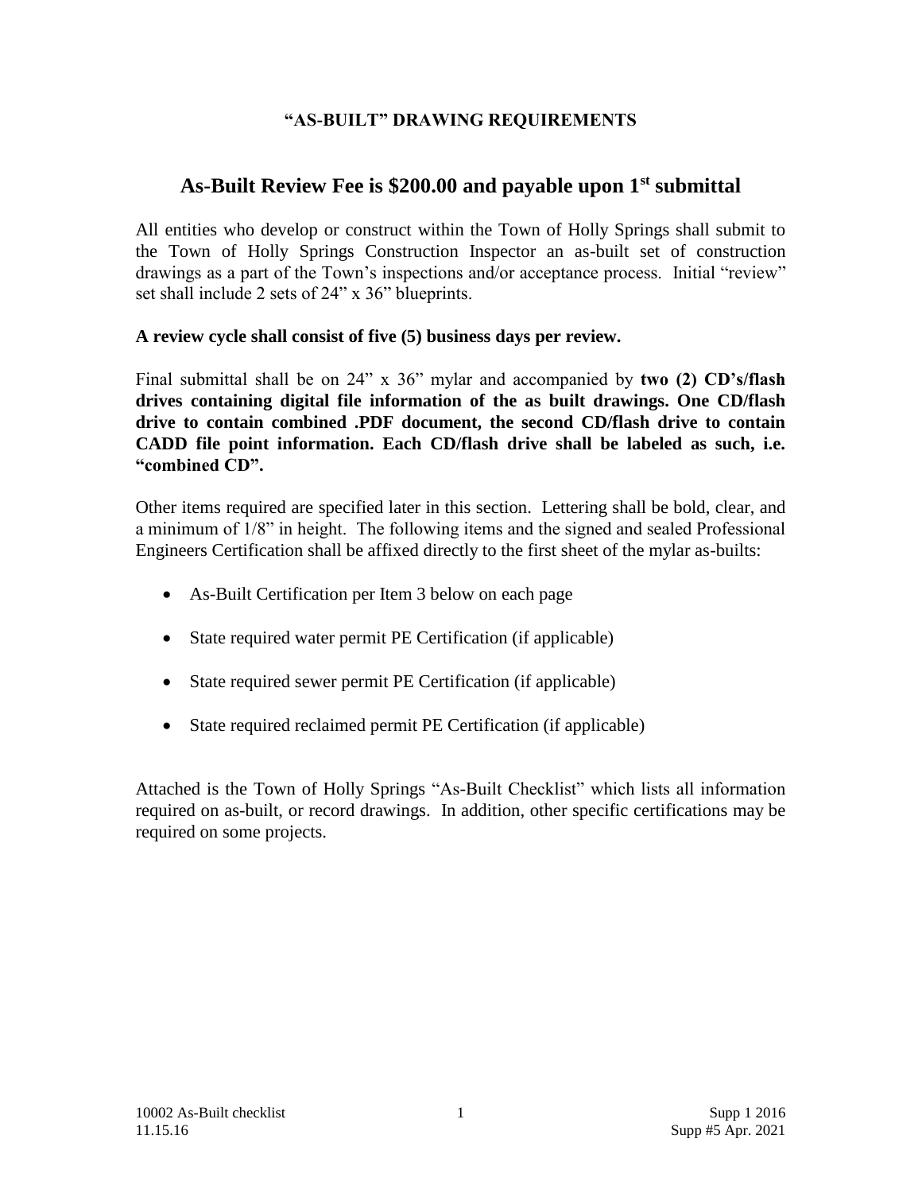# "AS-BUILT" DRAWING REQUIREMENTS

## As-Built Review Fee is $200.00 and payable upon 1st submittal

All entities who develop or construct within the Town of Holly Springs shall submit to the Town of Holly Springs Construction Inspector an as-built set of construction drawings as a part of the Town's inspections and/or acceptance process. Initial "review" set shall include 2 sets of 24" x 36" blueprints.

**A review cycle shall consist of five (5) business days per review.**

Final submittal shall be on 24" x 36" mylar and accompanied by **two (2) CD's/flash drives containing digital file information of the as built drawings. One CD/flash drive to contain combined .PDF document, the second CD/flash drive to contain CADD file point information. Each CD/flash drive shall be labeled as such, i.e. "combined CD".**

Other items required are specified later in this section. Lettering shall be bold, clear, and a minimum of 1/8" in height. The following items and the signed and sealed Professional Engineers Certification shall be affixed directly to the first sheet of the mylar as-builts:

- As-Built Certification per Item 3 below on each page
- State required water permit PE Certification (if applicable)
- State required sewer permit PE Certification (if applicable)
- State required reclaimed permit PE Certification (if applicable)

Attached is the Town of Holly Springs "As-Built Checklist" which lists all information required on as-built, or record drawings. In addition, other specific certifications may be required on some projects.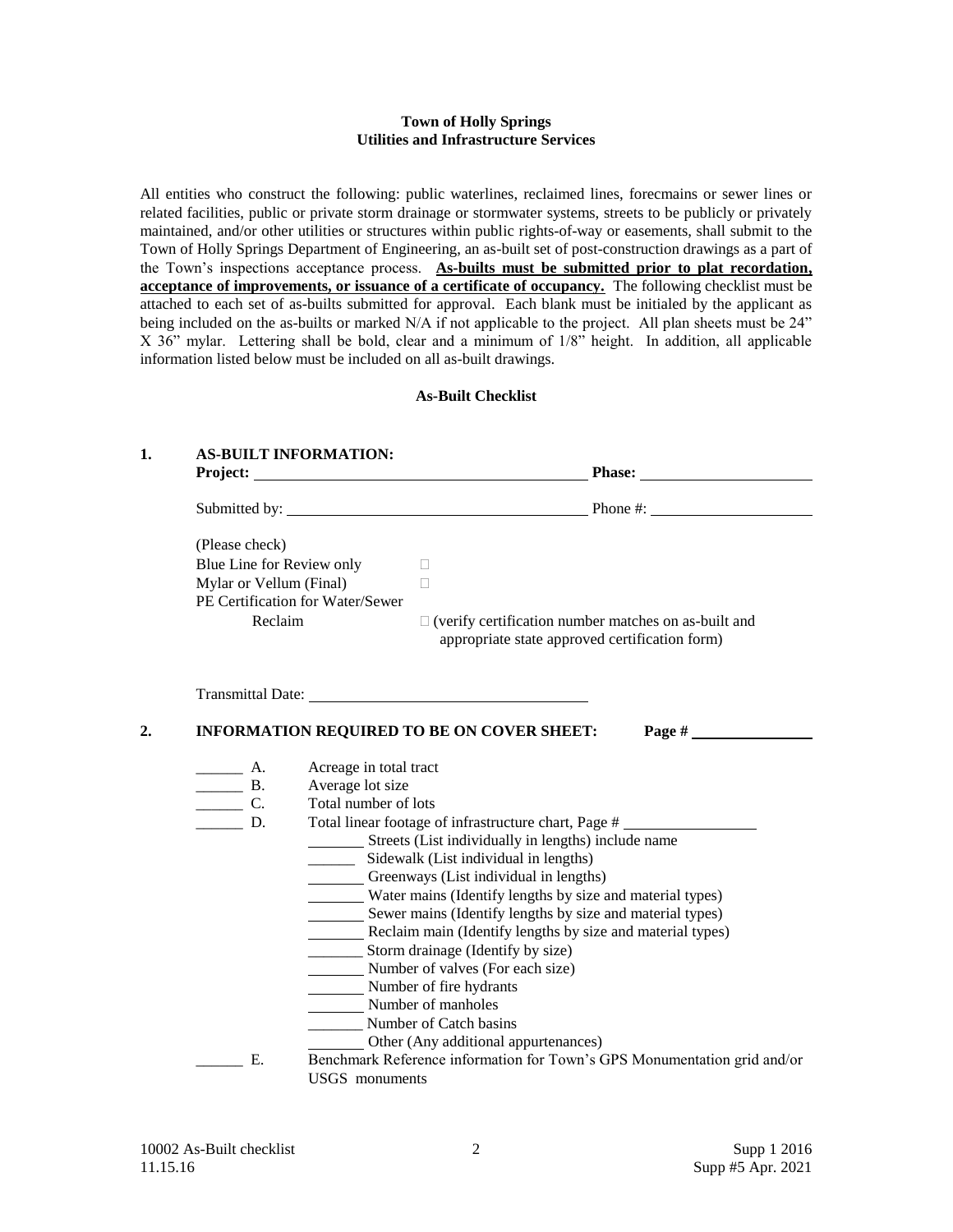**Town of Holly Springs**
**Utilities and Infrastructure Services**

All entities who construct the following: public waterlines, reclaimed lines, forecmains or sewer lines or related facilities, public or private storm drainage or stormwater systems, streets to be publicly or privately maintained, and/or other utilities or structures within public rights-of-way or easements, shall submit to the Town of Holly Springs Department of Engineering, an as-built set of post-construction drawings as a part of the Town's inspections acceptance process. **As-builts must be submitted prior to plat recordation, acceptance of improvements, or issuance of a certificate of occupancy.** The following checklist must be attached to each set of as-builts submitted for approval. Each blank must be initialed by the applicant as being included on the as-builts or marked N/A if not applicable to the project. All plan sheets must be 24" X 36" mylar. Lettering shall be bold, clear and a minimum of 1/8" height. In addition, all applicable information listed below must be included on all as-built drawings.

## As-Built Checklist

**1. AS-BUILT INFORMATION:**

**Project:** ______________________ **Phase:** ______________

Submitted by: ______________________ Phone #: ______________

(Please check)

Blue Line for Review only ☐

Mylar or Vellum (Final) ☐

PE Certification for Water/Sewer Reclaim ☐ (verify certification number matches on as-built and appropriate state approved certification form)

Transmittal Date: ______________________

**2. INFORMATION REQUIRED TO BE ON COVER SHEET:** **Page #** ______________

______ A. Acreage in total tract

______ B. Average lot size

______ C. Total number of lots

______ D. Total linear footage of infrastructure chart, Page # ______________

- _______ Streets (List individually in lengths) include name
- ______ Sidewalk (List individual in lengths)
- _______ Greenways (List individual in lengths)
- _______ Water mains (Identify lengths by size and material types)
- _______ Sewer mains (Identify lengths by size and material types)
- _______ Reclaim main (Identify lengths by size and material types)
- _______ Storm drainage (Identify by size)
- _______ Number of valves (For each size)
- _______ Number of fire hydrants
- _______ Number of manholes
- _______ Number of Catch basins
- _______ Other (Any additional appurtenances)

______ E. Benchmark Reference information for Town's GPS Monumentation grid and/or USGS monuments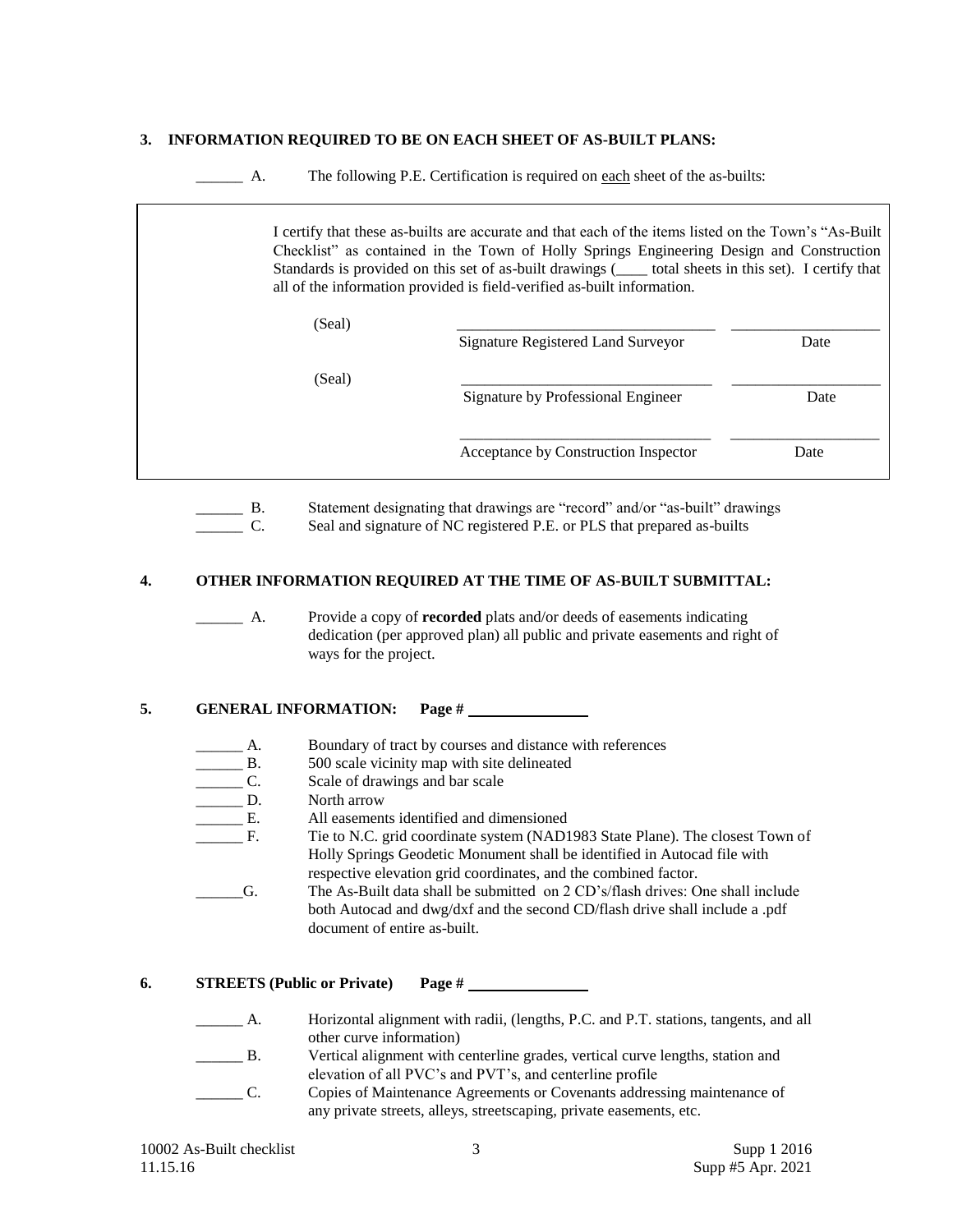**3. INFORMATION REQUIRED TO BE ON EACH SHEET OF AS-BUILT PLANS:**

______ A. The following P.E. Certification is required on each sheet of the as-builts:

> I certify that these as-builts are accurate and that each of the items listed on the Town's "As-Built Checklist" as contained in the Town of Holly Springs Engineering Design and Construction Standards is provided on this set of as-built drawings (____ total sheets in this set). I certify that all of the information provided is field-verified as-built information.
>
> (Seal) ________________________________ __________________
> Signature Registered Land Surveyor Date
>
> (Seal) ________________________________ __________________
> Signature by Professional Engineer Date
>
> ________________________________ __________________
> Acceptance by Construction Inspector Date

______ B. Statement designating that drawings are "record" and/or "as-built" drawings

______ C. Seal and signature of NC registered P.E. or PLS that prepared as-builts

**4. OTHER INFORMATION REQUIRED AT THE TIME OF AS-BUILT SUBMITTAL:**

______ A. Provide a copy of **recorded** plats and/or deeds of easements indicating dedication (per approved plan) all public and private easements and right of ways for the project.

**5. GENERAL INFORMATION: Page # ______________**

______ A. Boundary of tract by courses and distance with references

______ B. 500 scale vicinity map with site delineated

______ C. Scale of drawings and bar scale

______ D. North arrow

______ E. All easements identified and dimensioned

______ F. Tie to N.C. grid coordinate system (NAD1983 State Plane). The closest Town of Holly Springs Geodetic Monument shall be identified in Autocad file with respective elevation grid coordinates, and the combined factor.

______G. The As-Built data shall be submitted on 2 CD's/flash drives: One shall include both Autocad and dwg/dxf and the second CD/flash drive shall include a .pdf document of entire as-built.

**6. STREETS (Public or Private) Page # ______________**

______ A. Horizontal alignment with radii, (lengths, P.C. and P.T. stations, tangents, and all other curve information)

______ B. Vertical alignment with centerline grades, vertical curve lengths, station and elevation of all PVC's and PVT's, and centerline profile

______ C. Copies of Maintenance Agreements or Covenants addressing maintenance of any private streets, alleys, streetscaping, private easements, etc.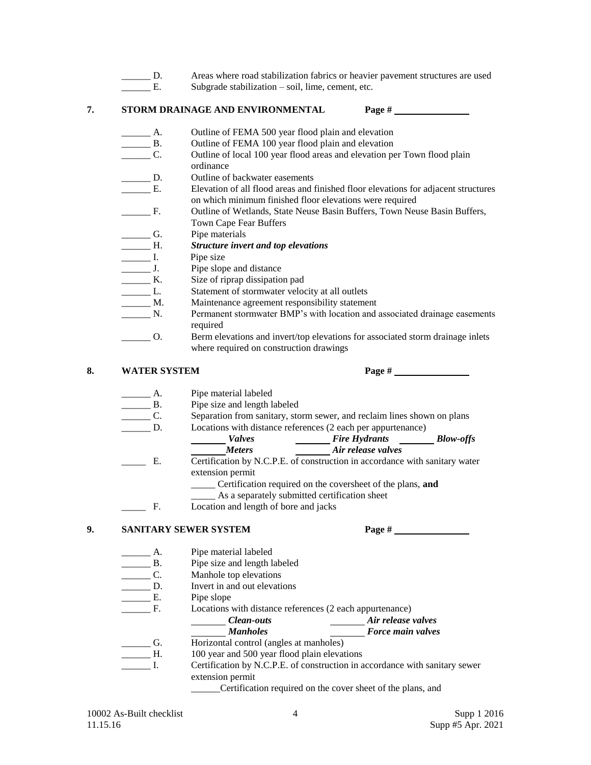______ D. Areas where road stabilization fabrics or heavier pavement structures are used

______ E. Subgrade stabilization – soil, lime, cement, etc.

## 7. STORM DRAINAGE AND ENVIRONMENTAL Page # ______________

______ A. Outline of FEMA 500 year flood plain and elevation

______ B. Outline of FEMA 100 year flood plain and elevation

______ C. Outline of local 100 year flood areas and elevation per Town flood plain ordinance

______ D. Outline of backwater easements

______ E. Elevation of all flood areas and finished floor elevations for adjacent structures on which minimum finished floor elevations were required

______ F. Outline of Wetlands, State Neuse Basin Buffers, Town Neuse Basin Buffers, Town Cape Fear Buffers

______ G. Pipe materials

______ H. ***Structure invert and top elevations***

______ I. Pipe size

______ J. Pipe slope and distance

______ K. Size of riprap dissipation pad

______ L. Statement of stormwater velocity at all outlets

______ M. Maintenance agreement responsibility statement

______ N. Permanent stormwater BMP's with location and associated drainage easements required

______ O. Berm elevations and invert/top elevations for associated storm drainage inlets where required on construction drawings

## 8. WATER SYSTEM Page # ______________

______ A. Pipe material labeled

______ B. Pipe size and length labeled

______ C. Separation from sanitary, storm sewer, and reclaim lines shown on plans

______ D. Locations with distance references (2 each per appurtenance)

_______ ***Valves*** _______ ***Fire Hydrants*** _______ ***Blow-offs***

_______ ***Meters*** _______ ***Air release valves***

_____ E. Certification by N.C.P.E. of construction in accordance with sanitary water extension permit

_____ Certification required on the coversheet of the plans, **and**

_____ As a separately submitted certification sheet

_____ F. Location and length of bore and jacks

## 9. SANITARY SEWER SYSTEM Page # ______________

______ A. Pipe material labeled

______ B. Pipe size and length labeled

______ C. Manhole top elevations

______ D. Invert in and out elevations

______ E. Pipe slope

______ F. Locations with distance references (2 each appurtenance)

_______ ***Clean-outs*** _______ ***Air release valves***

_______ ***Manholes*** _______ ***Force main valves***

______ G. Horizontal control (angles at manholes)

______ H. 100 year and 500 year flood plain elevations

______ I. Certification by N.C.P.E. of construction in accordance with sanitary sewer extension permit

______Certification required on the cover sheet of the plans, and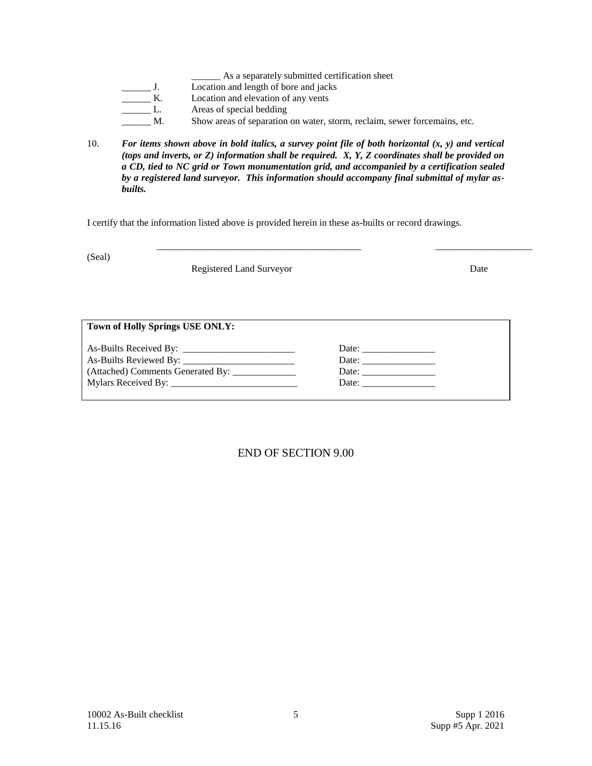______ As a separately submitted certification sheet

______ J. Location and length of bore and jacks

______ K. Location and elevation of any vents

______ L. Areas of special bedding

______ M. Show areas of separation on water, storm, reclaim, sewer forcemains, etc.

10. ***For items shown above in bold italics, a survey point file of both horizontal (x, y) and vertical (tops and inverts, or Z) information shall be required. X, Y, Z coordinates shall be provided on a CD, tied to NC grid or Town monumentation grid, and accompanied by a certification sealed by a registered land surveyor. This information should accompany final submittal of mylar as-builts.***

I certify that the information listed above is provided herein in these as-builts or record drawings.

(Seal) ____________________________________________ ____________________

Registered Land Surveyor Date

**Town of Holly Springs USE ONLY:**

As-Builts Received By: ________________________ Date: ________________

As-Builts Reviewed By: ________________________ Date: ________________

(Attached) Comments Generated By: _____________ Date: ________________

Mylars Received By: ___________________________ Date: ________________

END OF SECTION 9.00

10002 As-Built checklist
11.15.16

Supp 1 2016
Supp #5 Apr. 2021